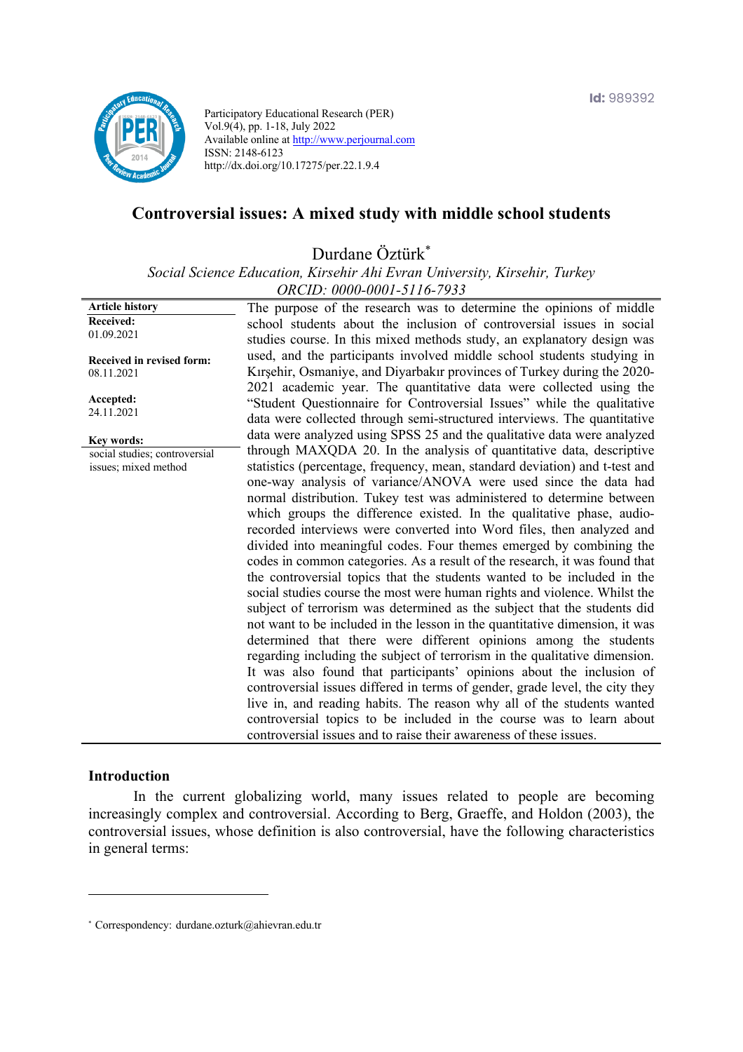Participatory Educational Research (PER)
Vol.9(4), pp. 1-18, July 2022
Available online at http://www.perjournal.com
ISSN: 2148-6123
http://dx.doi.org/10.17275/per.22.1.9.4

Id: 989392

# Controversial issues: A mixed study with middle school students

Durdane Öztürk[*]

*Social Science Education, Kirsehir Ahi Evran University, Kirsehir, Turkey*
*ORCID: 0000-0001-5116-7933*

**Article history**
**Received:** 01.09.2021
**Received in revised form:** 08.11.2021
**Accepted:** 24.11.2021

**Key words:**
social studies; controversial issues; mixed method

The purpose of the research was to determine the opinions of middle school students about the inclusion of controversial issues in social studies course. In this mixed methods study, an explanatory design was used, and the participants involved middle school students studying in Kırşehir, Osmaniye, and Diyarbakır provinces of Turkey during the 2020-2021 academic year. The quantitative data were collected using the "Student Questionnaire for Controversial Issues" while the qualitative data were collected through semi-structured interviews. The quantitative data were analyzed using SPSS 25 and the qualitative data were analyzed through MAXQDA 20. In the analysis of quantitative data, descriptive statistics (percentage, frequency, mean, standard deviation) and t-test and one-way analysis of variance/ANOVA were used since the data had normal distribution. Tukey test was administered to determine between which groups the difference existed. In the qualitative phase, audio-recorded interviews were converted into Word files, then analyzed and divided into meaningful codes. Four themes emerged by combining the codes in common categories. As a result of the research, it was found that the controversial topics that the students wanted to be included in the social studies course the most were human rights and violence. Whilst the subject of terrorism was determined as the subject that the students did not want to be included in the lesson in the quantitative dimension, it was determined that there were different opinions among the students regarding including the subject of terrorism in the qualitative dimension. It was also found that participants' opinions about the inclusion of controversial issues differed in terms of gender, grade level, the city they live in, and reading habits. The reason why all of the students wanted controversial topics to be included in the course was to learn about controversial issues and to raise their awareness of these issues.

## Introduction

In the current globalizing world, many issues related to people are becoming increasingly complex and controversial. According to Berg, Graeffe, and Holdon (2003), the controversial issues, whose definition is also controversial, have the following characteristics in general terms:

[*] Correspondency: durdane.ozturk@ahievran.edu.tr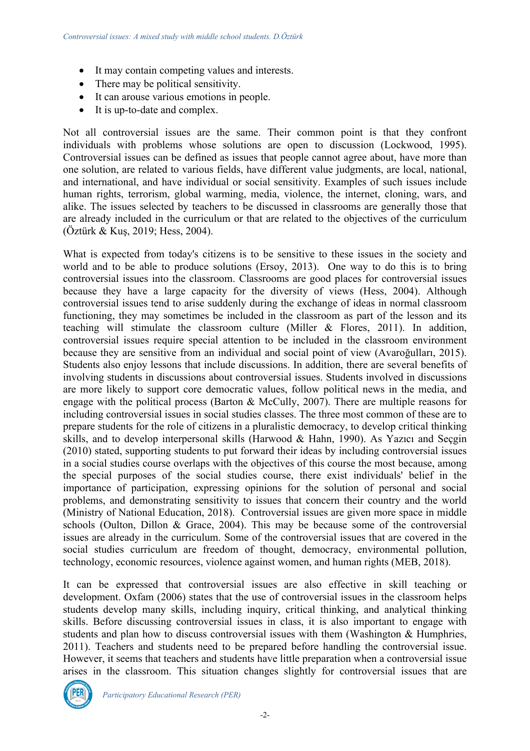- It may contain competing values and interests.
- There may be political sensitivity.
- It can arouse various emotions in people.
- It is up-to-date and complex.

Not all controversial issues are the same. Their common point is that they confront individuals with problems whose solutions are open to discussion (Lockwood, 1995). Controversial issues can be defined as issues that people cannot agree about, have more than one solution, are related to various fields, have different value judgments, are local, national, and international, and have individual or social sensitivity. Examples of such issues include human rights, terrorism, global warming, media, violence, the internet, cloning, wars, and alike. The issues selected by teachers to be discussed in classrooms are generally those that are already included in the curriculum or that are related to the objectives of the curriculum (Öztürk & Kuş, 2019; Hess, 2004).

What is expected from today's citizens is to be sensitive to these issues in the society and world and to be able to produce solutions (Ersoy, 2013). One way to do this is to bring controversial issues into the classroom. Classrooms are good places for controversial issues because they have a large capacity for the diversity of views (Hess, 2004). Although controversial issues tend to arise suddenly during the exchange of ideas in normal classroom functioning, they may sometimes be included in the classroom as part of the lesson and its teaching will stimulate the classroom culture (Miller & Flores, 2011). In addition, controversial issues require special attention to be included in the classroom environment because they are sensitive from an individual and social point of view (Avaroğulları, 2015). Students also enjoy lessons that include discussions. In addition, there are several benefits of involving students in discussions about controversial issues. Students involved in discussions are more likely to support core democratic values, follow political news in the media, and engage with the political process (Barton & McCully, 2007). There are multiple reasons for including controversial issues in social studies classes. The three most common of these are to prepare students for the role of citizens in a pluralistic democracy, to develop critical thinking skills, and to develop interpersonal skills (Harwood & Hahn, 1990). As Yazıcı and Seçgin (2010) stated, supporting students to put forward their ideas by including controversial issues in a social studies course overlaps with the objectives of this course the most because, among the special purposes of the social studies course, there exist individuals' belief in the importance of participation, expressing opinions for the solution of personal and social problems, and demonstrating sensitivity to issues that concern their country and the world (Ministry of National Education, 2018). Controversial issues are given more space in middle schools (Oulton, Dillon & Grace, 2004). This may be because some of the controversial issues are already in the curriculum. Some of the controversial issues that are covered in the social studies curriculum are freedom of thought, democracy, environmental pollution, technology, economic resources, violence against women, and human rights (MEB, 2018).

It can be expressed that controversial issues are also effective in skill teaching or development. Oxfam (2006) states that the use of controversial issues in the classroom helps students develop many skills, including inquiry, critical thinking, and analytical thinking skills. Before discussing controversial issues in class, it is also important to engage with students and plan how to discuss controversial issues with them (Washington & Humphries, 2011). Teachers and students need to be prepared before handling the controversial issue. However, it seems that teachers and students have little preparation when a controversial issue arises in the classroom. This situation changes slightly for controversial issues that are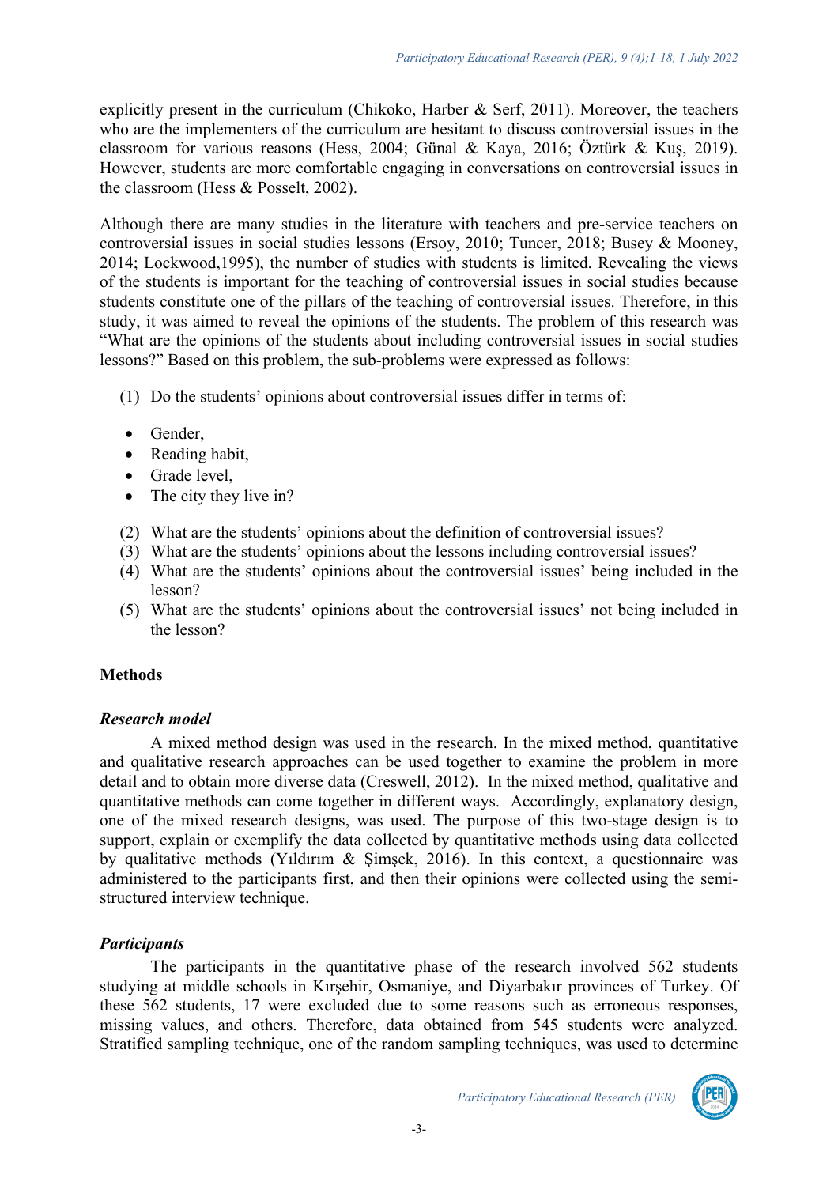explicitly present in the curriculum (Chikoko, Harber & Serf, 2011). Moreover, the teachers who are the implementers of the curriculum are hesitant to discuss controversial issues in the classroom for various reasons (Hess, 2004; Günal & Kaya, 2016; Öztürk & Kuş, 2019). However, students are more comfortable engaging in conversations on controversial issues in the classroom (Hess & Posselt, 2002).

Although there are many studies in the literature with teachers and pre-service teachers on controversial issues in social studies lessons (Ersoy, 2010; Tuncer, 2018; Busey & Mooney, 2014; Lockwood,1995), the number of studies with students is limited. Revealing the views of the students is important for the teaching of controversial issues in social studies because students constitute one of the pillars of the teaching of controversial issues. Therefore, in this study, it was aimed to reveal the opinions of the students. The problem of this research was "What are the opinions of the students about including controversial issues in social studies lessons?" Based on this problem, the sub-problems were expressed as follows:

(1) Do the students' opinions about controversial issues differ in terms of:

- Gender,
- Reading habit,
- Grade level,
- The city they live in?

(2) What are the students' opinions about the definition of controversial issues?
(3) What are the students' opinions about the lessons including controversial issues?
(4) What are the students' opinions about the controversial issues' being included in the lesson?
(5) What are the students' opinions about the controversial issues' not being included in the lesson?

## Methods

### *Research model*

A mixed method design was used in the research. In the mixed method, quantitative and qualitative research approaches can be used together to examine the problem in more detail and to obtain more diverse data (Creswell, 2012). In the mixed method, qualitative and quantitative methods can come together in different ways. Accordingly, explanatory design, one of the mixed research designs, was used. The purpose of this two-stage design is to support, explain or exemplify the data collected by quantitative methods using data collected by qualitative methods (Yıldırım & Şimşek, 2016). In this context, a questionnaire was administered to the participants first, and then their opinions were collected using the semi-structured interview technique.

### *Participants*

The participants in the quantitative phase of the research involved 562 students studying at middle schools in Kırşehir, Osmaniye, and Diyarbakır provinces of Turkey. Of these 562 students, 17 were excluded due to some reasons such as erroneous responses, missing values, and others. Therefore, data obtained from 545 students were analyzed. Stratified sampling technique, one of the random sampling techniques, was used to determine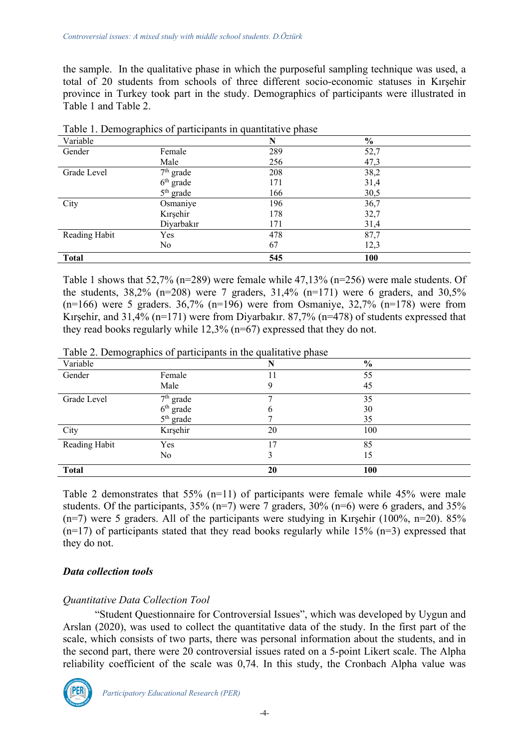the sample. In the qualitative phase in which the purposeful sampling technique was used, a total of 20 students from schools of three different socio-economic statuses in Kırşehir province in Turkey took part in the study. Demographics of participants were illustrated in Table 1 and Table 2.

Table 1. Demographics of participants in quantitative phase

| Variable | | N | % |
|---|---|---|---|
| Gender | Female | 289 | 52,7 |
| | Male | 256 | 47,3 |
| Grade Level | 7th grade | 208 | 38,2 |
| | 6th grade | 171 | 31,4 |
| | 5th grade | 166 | 30,5 |
| City | Osmaniye | 196 | 36,7 |
| | Kırşehir | 178 | 32,7 |
| | Diyarbakır | 171 | 31,4 |
| Reading Habit | Yes | 478 | 87,7 |
| | No | 67 | 12,3 |
| **Total** | | **545** | **100** |

Table 1 shows that 52,7% (n=289) were female while 47,13% (n=256) were male students. Of the students, 38,2% (n=208) were 7 graders, 31,4% (n=171) were 6 graders, and 30,5% (n=166) were 5 graders. 36,7% (n=196) were from Osmaniye, 32,7% (n=178) were from Kırşehir, and 31,4% (n=171) were from Diyarbakır. 87,7% (n=478) of students expressed that they read books regularly while 12,3% (n=67) expressed that they do not.

Table 2. Demographics of participants in the qualitative phase

| Variable | | N | % |
|---|---|---|---|
| Gender | Female | 11 | 55 |
| | Male | 9 | 45 |
| Grade Level | 7th grade | 7 | 35 |
| | 6th grade | 6 | 30 |
| | 5th grade | 7 | 35 |
| City | Kırşehir | 20 | 100 |
| Reading Habit | Yes | 17 | 85 |
| | No | 3 | 15 |
| **Total** | | **20** | **100** |

Table 2 demonstrates that 55% (n=11) of participants were female while 45% were male students. Of the participants, 35% (n=7) were 7 graders, 30% (n=6) were 6 graders, and 35% (n=7) were 5 graders. All of the participants were studying in Kırşehir (100%, n=20). 85% (n=17) of participants stated that they read books regularly while 15% (n=3) expressed that they do not.

### *Data collection tools*

#### *Quantitative Data Collection Tool*

"Student Questionnaire for Controversial Issues", which was developed by Uygun and Arslan (2020), was used to collect the quantitative data of the study. In the first part of the scale, which consists of two parts, there was personal information about the students, and in the second part, there were 20 controversial issues rated on a 5-point Likert scale. The Alpha reliability coefficient of the scale was 0,74. In this study, the Cronbach Alpha value was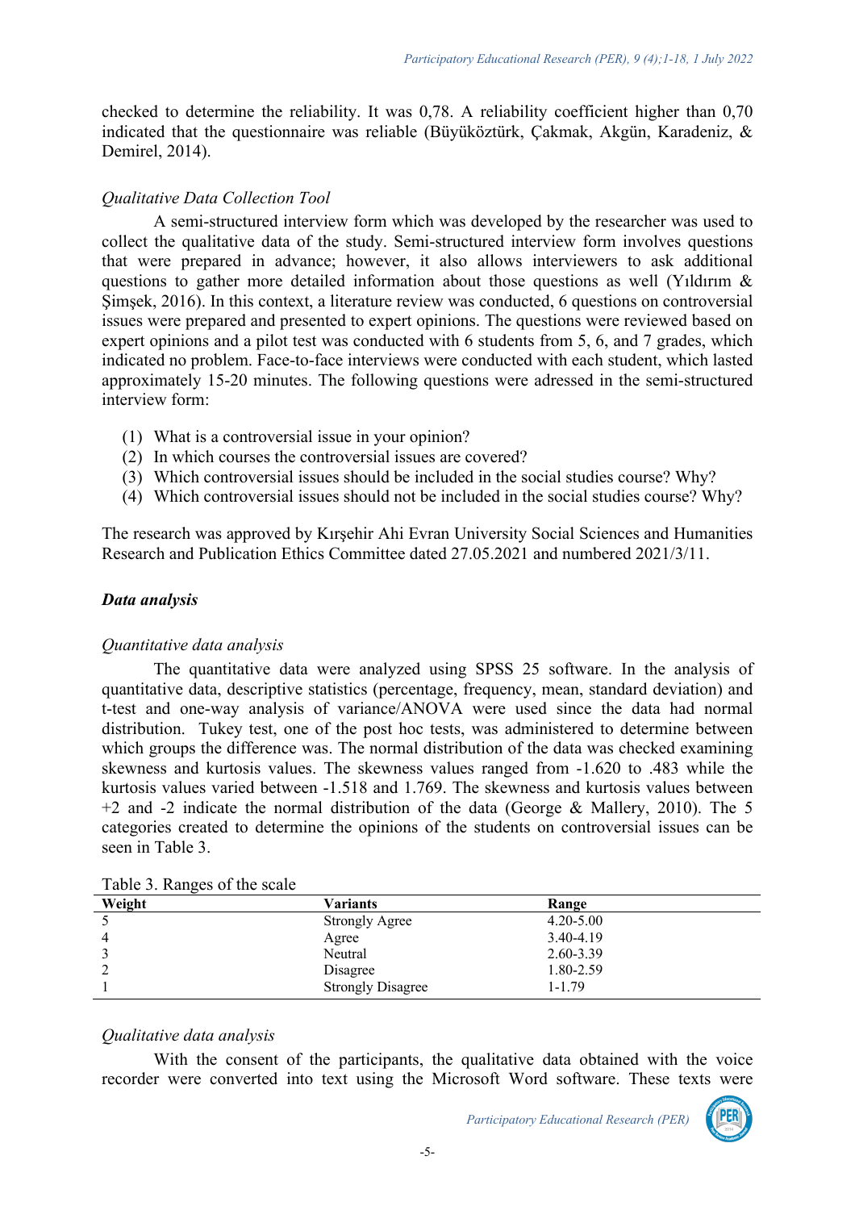checked to determine the reliability. It was 0,78. A reliability coefficient higher than 0,70 indicated that the questionnaire was reliable (Büyüköztürk, Çakmak, Akgün, Karadeniz, & Demirel, 2014).

*Qualitative Data Collection Tool*

A semi-structured interview form which was developed by the researcher was used to collect the qualitative data of the study. Semi-structured interview form involves questions that were prepared in advance; however, it also allows interviewers to ask additional questions to gather more detailed information about those questions as well (Yıldırım & Şimşek, 2016). In this context, a literature review was conducted, 6 questions on controversial issues were prepared and presented to expert opinions. The questions were reviewed based on expert opinions and a pilot test was conducted with 6 students from 5, 6, and 7 grades, which indicated no problem. Face-to-face interviews were conducted with each student, which lasted approximately 15-20 minutes. The following questions were adressed in the semi-structured interview form:

(1) What is a controversial issue in your opinion?
(2) In which courses the controversial issues are covered?
(3) Which controversial issues should be included in the social studies course? Why?
(4) Which controversial issues should not be included in the social studies course? Why?

The research was approved by Kırşehir Ahi Evran University Social Sciences and Humanities Research and Publication Ethics Committee dated 27.05.2021 and numbered 2021/3/11.

## ***Data analysis***

*Quantitative data analysis*

The quantitative data were analyzed using SPSS 25 software. In the analysis of quantitative data, descriptive statistics (percentage, frequency, mean, standard deviation) and t-test and one-way analysis of variance/ANOVA were used since the data had normal distribution. Tukey test, one of the post hoc tests, was administered to determine between which groups the difference was. The normal distribution of the data was checked examining skewness and kurtosis values. The skewness values ranged from -1.620 to .483 while the kurtosis values varied between -1.518 and 1.769. The skewness and kurtosis values between +2 and -2 indicate the normal distribution of the data (George & Mallery, 2010). The 5 categories created to determine the opinions of the students on controversial issues can be seen in Table 3.

Table 3. Ranges of the scale

| Weight | Variants | Range |
|---|---|---|
| 5 | Strongly Agree | 4.20-5.00 |
| 4 | Agree | 3.40-4.19 |
| 3 | Neutral | 2.60-3.39 |
| 2 | Disagree | 1.80-2.59 |
| 1 | Strongly Disagree | 1-1.79 |

*Qualitative data analysis*

With the consent of the participants, the qualitative data obtained with the voice recorder were converted into text using the Microsoft Word software. These texts were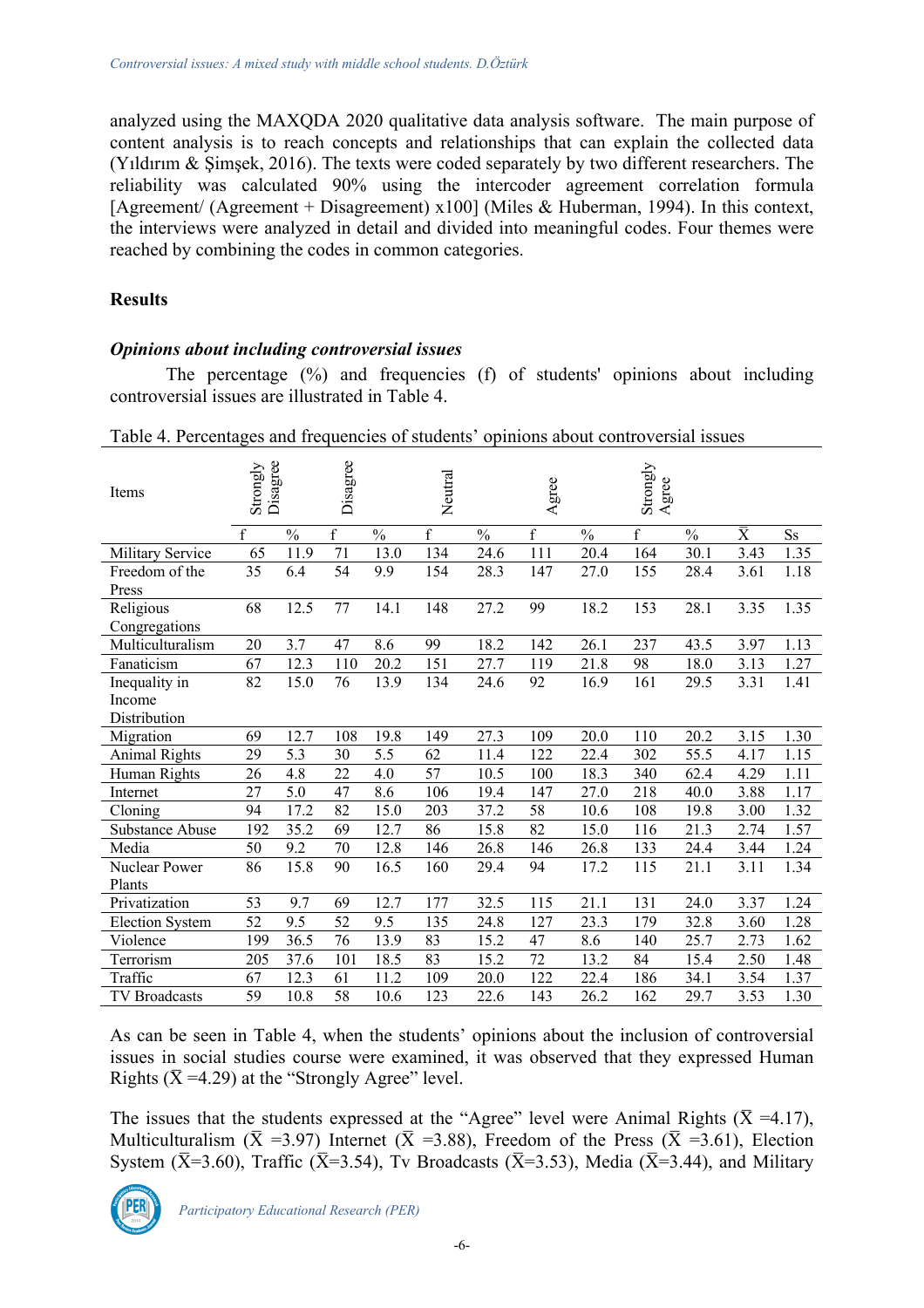analyzed using the MAXQDA 2020 qualitative data analysis software. The main purpose of content analysis is to reach concepts and relationships that can explain the collected data (Yıldırım & Şimşek, 2016). The texts were coded separately by two different researchers. The reliability was calculated 90% using the intercoder agreement correlation formula [Agreement/ (Agreement + Disagreement) x100] (Miles & Huberman, 1994). In this context, the interviews were analyzed in detail and divided into meaningful codes. Four themes were reached by combining the codes in common categories.

## Results

### *Opinions about including controversial issues*

The percentage (%) and frequencies (f) of students' opinions about including controversial issues are illustrated in Table 4.

Table 4. Percentages and frequencies of students' opinions about controversial issues

| Items | Strongly Disagree | | Disagree | | Neutral | | Agree | | Strongly Agree | | | |
|---|---|---|---|---|---|---|---|---|---|---|---|---|
| | f | % | f | % | f | % | f | % | f | % | $\bar{X}$ | Ss |
| Military Service | 65 | 11.9 | 71 | 13.0 | 134 | 24.6 | 111 | 20.4 | 164 | 30.1 | 3.43 | 1.35 |
| Freedom of the Press | 35 | 6.4 | 54 | 9.9 | 154 | 28.3 | 147 | 27.0 | 155 | 28.4 | 3.61 | 1.18 |
| Religious Congregations | 68 | 12.5 | 77 | 14.1 | 148 | 27.2 | 99 | 18.2 | 153 | 28.1 | 3.35 | 1.35 |
| Multiculturalism | 20 | 3.7 | 47 | 8.6 | 99 | 18.2 | 142 | 26.1 | 237 | 43.5 | 3.97 | 1.13 |
| Fanaticism | 67 | 12.3 | 110 | 20.2 | 151 | 27.7 | 119 | 21.8 | 98 | 18.0 | 3.13 | 1.27 |
| Inequality in Income Distribution | 82 | 15.0 | 76 | 13.9 | 134 | 24.6 | 92 | 16.9 | 161 | 29.5 | 3.31 | 1.41 |
| Migration | 69 | 12.7 | 108 | 19.8 | 149 | 27.3 | 109 | 20.0 | 110 | 20.2 | 3.15 | 1.30 |
| Animal Rights | 29 | 5.3 | 30 | 5.5 | 62 | 11.4 | 122 | 22.4 | 302 | 55.5 | 4.17 | 1.15 |
| Human Rights | 26 | 4.8 | 22 | 4.0 | 57 | 10.5 | 100 | 18.3 | 340 | 62.4 | 4.29 | 1.11 |
| Internet | 27 | 5.0 | 47 | 8.6 | 106 | 19.4 | 147 | 27.0 | 218 | 40.0 | 3.88 | 1.17 |
| Cloning | 94 | 17.2 | 82 | 15.0 | 203 | 37.2 | 58 | 10.6 | 108 | 19.8 | 3.00 | 1.32 |
| Substance Abuse | 192 | 35.2 | 69 | 12.7 | 86 | 15.8 | 82 | 15.0 | 116 | 21.3 | 2.74 | 1.57 |
| Media | 50 | 9.2 | 70 | 12.8 | 146 | 26.8 | 146 | 26.8 | 133 | 24.4 | 3.44 | 1.24 |
| Nuclear Power Plants | 86 | 15.8 | 90 | 16.5 | 160 | 29.4 | 94 | 17.2 | 115 | 21.1 | 3.11 | 1.34 |
| Privatization | 53 | 9.7 | 69 | 12.7 | 177 | 32.5 | 115 | 21.1 | 131 | 24.0 | 3.37 | 1.24 |
| Election System | 52 | 9.5 | 52 | 9.5 | 135 | 24.8 | 127 | 23.3 | 179 | 32.8 | 3.60 | 1.28 |
| Violence | 199 | 36.5 | 76 | 13.9 | 83 | 15.2 | 47 | 8.6 | 140 | 25.7 | 2.73 | 1.62 |
| Terrorism | 205 | 37.6 | 101 | 18.5 | 83 | 15.2 | 72 | 13.2 | 84 | 15.4 | 2.50 | 1.48 |
| Traffic | 67 | 12.3 | 61 | 11.2 | 109 | 20.0 | 122 | 22.4 | 186 | 34.1 | 3.54 | 1.37 |
| TV Broadcasts | 59 | 10.8 | 58 | 10.6 | 123 | 22.6 | 143 | 26.2 | 162 | 29.7 | 3.53 | 1.30 |

As can be seen in Table 4, when the students' opinions about the inclusion of controversial issues in social studies course were examined, it was observed that they expressed Human Rights ($\bar{X}$ =4.29) at the "Strongly Agree" level.

The issues that the students expressed at the "Agree" level were Animal Rights ($\bar{X}$ =4.17), Multiculturalism ($\bar{X}$ =3.97) Internet ($\bar{X}$ =3.88), Freedom of the Press ($\bar{X}$ =3.61), Election System ($\bar{X}$=3.60), Traffic ($\bar{X}$=3.54), Tv Broadcasts ($\bar{X}$=3.53), Media ($\bar{X}$=3.44), and Military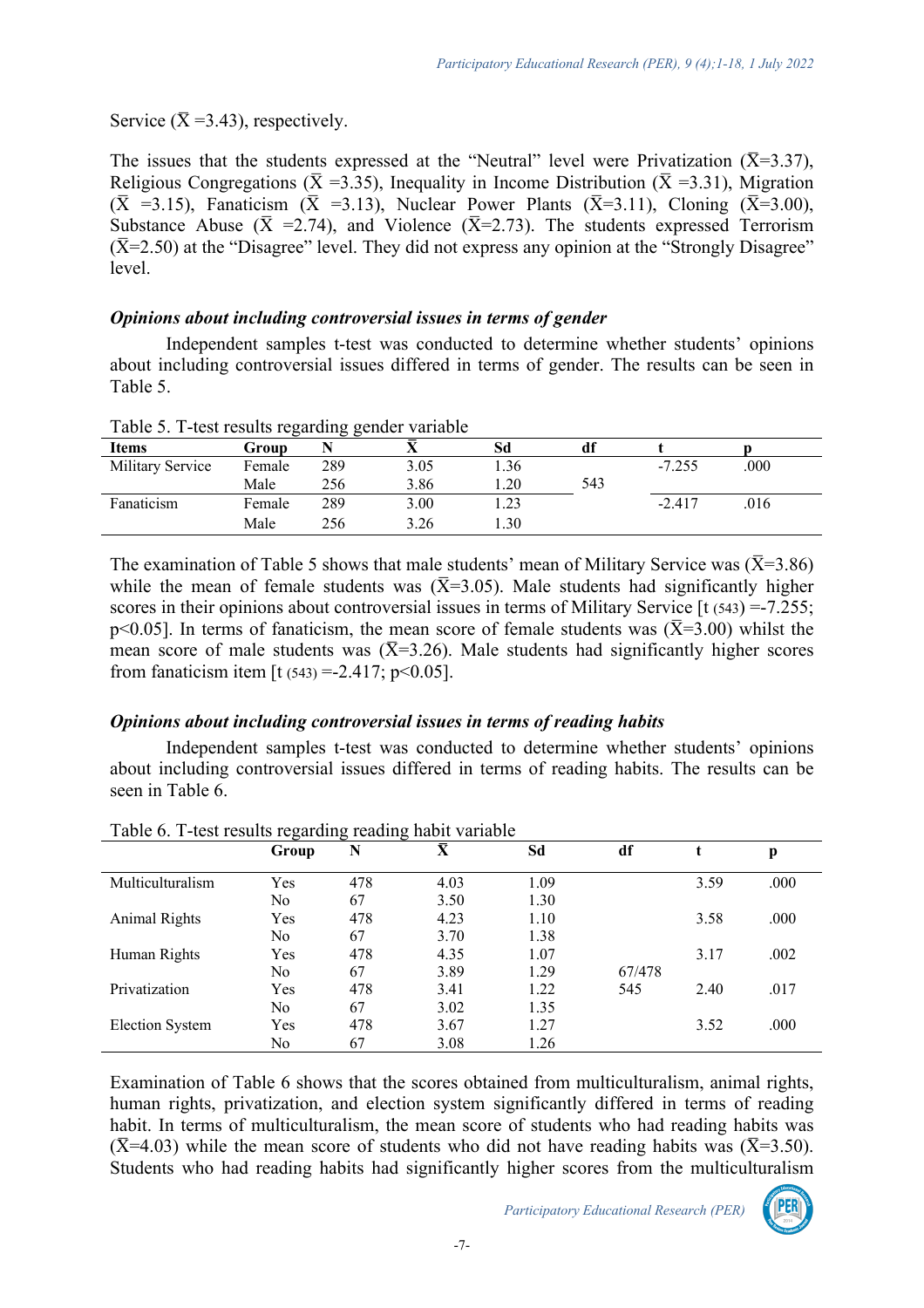Service ($\bar{X}$ =3.43), respectively.

The issues that the students expressed at the "Neutral" level were Privatization ($\bar{X}$=3.37), Religious Congregations ($\bar{X}$ =3.35), Inequality in Income Distribution ($\bar{X}$ =3.31), Migration ($\bar{X}$ =3.15), Fanaticism ($\bar{X}$ =3.13), Nuclear Power Plants ($\bar{X}$=3.11), Cloning ($\bar{X}$=3.00), Substance Abuse ($\bar{X}$ =2.74), and Violence ($\bar{X}$=2.73). The students expressed Terrorism ($\bar{X}$=2.50) at the "Disagree" level. They did not express any opinion at the "Strongly Disagree" level.

### *Opinions about including controversial issues in terms of gender*

Independent samples t-test was conducted to determine whether students' opinions about including controversial issues differed in terms of gender. The results can be seen in Table 5.

Table 5. T-test results regarding gender variable

| Items | Group | N | $\bar{X}$ | Sd | df | t | p |
|---|---|---|---|---|---|---|---|
| Military Service | Female | 289 | 3.05 | 1.36 | | -7.255 | .000 |
| | Male | 256 | 3.86 | 1.20 | 543 | | |
| Fanaticism | Female | 289 | 3.00 | 1.23 | | -2.417 | .016 |
| | Male | 256 | 3.26 | 1.30 | | | |

The examination of Table 5 shows that male students' mean of Military Service was ($\bar{X}$=3.86) while the mean of female students was ($\bar{X}$=3.05). Male students had significantly higher scores in their opinions about controversial issues in terms of Military Service [$t_{(543)}$ =-7.255; $p<0.05$]. In terms of fanaticism, the mean score of female students was ($\bar{X}$=3.00) whilst the mean score of male students was ($\bar{X}$=3.26). Male students had significantly higher scores from fanaticism item [$t_{(543)}$ =-2.417; $p<0.05$].

### *Opinions about including controversial issues in terms of reading habits*

Independent samples t-test was conducted to determine whether students' opinions about including controversial issues differed in terms of reading habits. The results can be seen in Table 6.

Table 6. T-test results regarding reading habit variable

| | Group | N | $\bar{X}$ | Sd | df | t | p |
|---|---|---|---|---|---|---|---|
| Multiculturalism | Yes | 478 | 4.03 | 1.09 | | 3.59 | .000 |
| | No | 67 | 3.50 | 1.30 | | | |
| Animal Rights | Yes | 478 | 4.23 | 1.10 | | 3.58 | .000 |
| | No | 67 | 3.70 | 1.38 | | | |
| Human Rights | Yes | 478 | 4.35 | 1.07 | | 3.17 | .002 |
| | No | 67 | 3.89 | 1.29 | 67/478 | | |
| Privatization | Yes | 478 | 3.41 | 1.22 | 545 | 2.40 | .017 |
| | No | 67 | 3.02 | 1.35 | | | |
| Election System | Yes | 478 | 3.67 | 1.27 | | 3.52 | .000 |
| | No | 67 | 3.08 | 1.26 | | | |

Examination of Table 6 shows that the scores obtained from multiculturalism, animal rights, human rights, privatization, and election system significantly differed in terms of reading habit. In terms of multiculturalism, the mean score of students who had reading habits was ($\bar{X}$=4.03) while the mean score of students who did not have reading habits was ($\bar{X}$=3.50). Students who had reading habits had significantly higher scores from the multiculturalism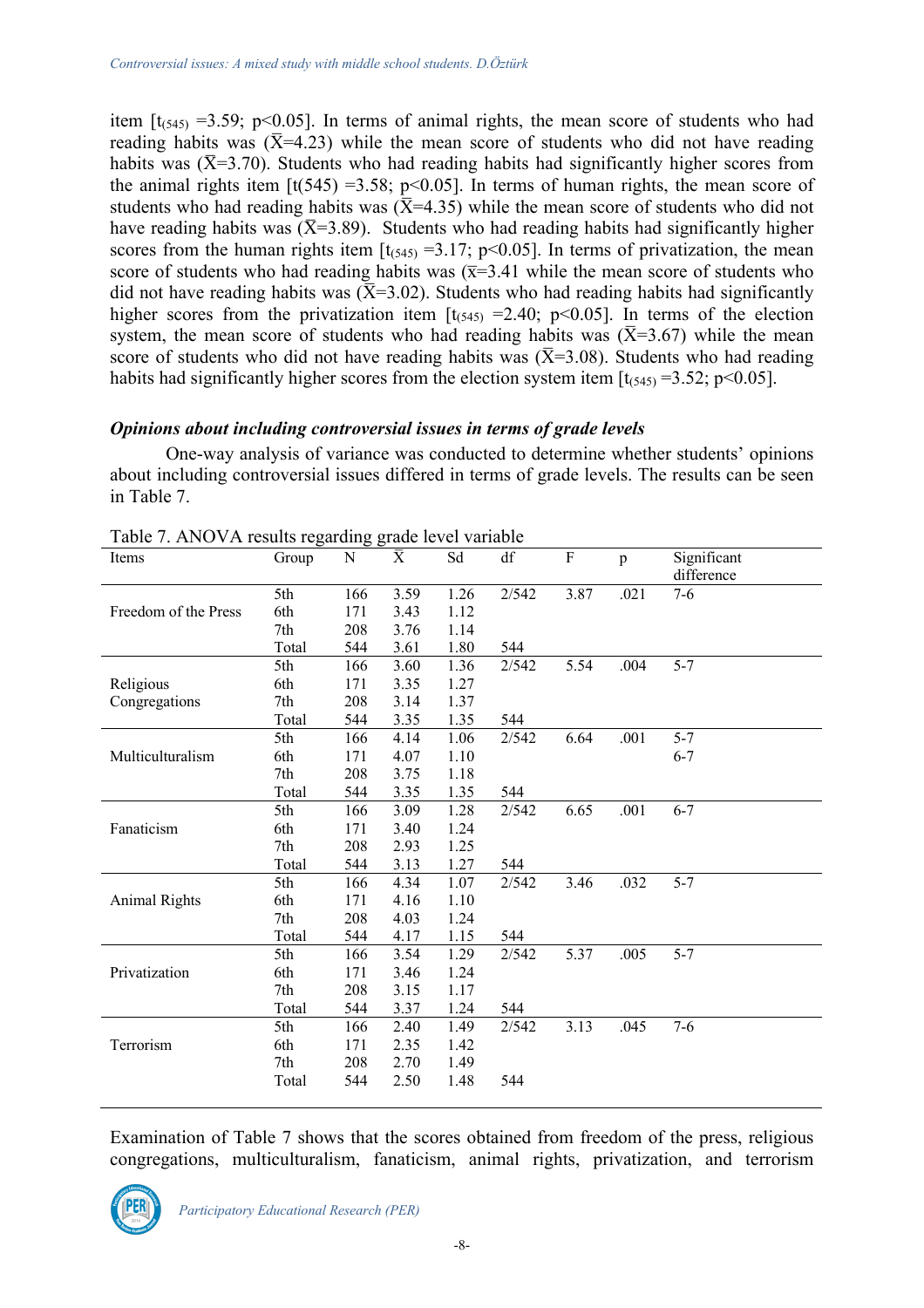item [$t_{(545)}$ =3.59; p<0.05]. In terms of animal rights, the mean score of students who had reading habits was ($\bar{X}$=4.23) while the mean score of students who did not have reading habits was ($\bar{X}$=3.70). Students who had reading habits had significantly higher scores from the animal rights item [t(545) =3.58; p<0.05]. In terms of human rights, the mean score of students who had reading habits was ($\bar{X}$=4.35) while the mean score of students who did not have reading habits was ($\bar{X}$=3.89). Students who had reading habits had significantly higher scores from the human rights item [$t_{(545)}$ =3.17; p<0.05]. In terms of privatization, the mean score of students who had reading habits was ($\bar{x}$=3.41 while the mean score of students who did not have reading habits was ($\bar{X}$=3.02). Students who had reading habits had significantly higher scores from the privatization item [$t_{(545)}$ =2.40; p<0.05]. In terms of the election system, the mean score of students who had reading habits was ($\bar{X}$=3.67) while the mean score of students who did not have reading habits was ($\bar{X}$=3.08). Students who had reading habits had significantly higher scores from the election system item [$t_{(545)}$ =3.52; p<0.05].

### *Opinions about including controversial issues in terms of grade levels*

One-way analysis of variance was conducted to determine whether students' opinions about including controversial issues differed in terms of grade levels. The results can be seen in Table 7.

Table 7. ANOVA results regarding grade level variable

| Items | Group | N | $\bar{X}$ | Sd | df | F | p | Significant difference |
|---|---|---|---|---|---|---|---|---|
| Freedom of the Press | 5th | 166 | 3.59 | 1.26 | 2/542 | 3.87 | .021 | 7-6 |
| | 6th | 171 | 3.43 | 1.12 | | | | |
| | 7th | 208 | 3.76 | 1.14 | | | | |
| | Total | 544 | 3.61 | 1.80 | 544 | | | |
| Religious Congregations | 5th | 166 | 3.60 | 1.36 | 2/542 | 5.54 | .004 | 5-7 |
| | 6th | 171 | 3.35 | 1.27 | | | | |
| | 7th | 208 | 3.14 | 1.37 | | | | |
| | Total | 544 | 3.35 | 1.35 | 544 | | | |
| Multiculturalism | 5th | 166 | 4.14 | 1.06 | 2/542 | 6.64 | .001 | 5-7 |
| | 6th | 171 | 4.07 | 1.10 | | | | 6-7 |
| | 7th | 208 | 3.75 | 1.18 | | | | |
| | Total | 544 | 3.35 | 1.35 | 544 | | | |
| Fanaticism | 5th | 166 | 3.09 | 1.28 | 2/542 | 6.65 | .001 | 6-7 |
| | 6th | 171 | 3.40 | 1.24 | | | | |
| | 7th | 208 | 2.93 | 1.25 | | | | |
| | Total | 544 | 3.13 | 1.27 | 544 | | | |
| Animal Rights | 5th | 166 | 4.34 | 1.07 | 2/542 | 3.46 | .032 | 5-7 |
| | 6th | 171 | 4.16 | 1.10 | | | | |
| | 7th | 208 | 4.03 | 1.24 | | | | |
| | Total | 544 | 4.17 | 1.15 | 544 | | | |
| Privatization | 5th | 166 | 3.54 | 1.29 | 2/542 | 5.37 | .005 | 5-7 |
| | 6th | 171 | 3.46 | 1.24 | | | | |
| | 7th | 208 | 3.15 | 1.17 | | | | |
| | Total | 544 | 3.37 | 1.24 | 544 | | | |
| Terrorism | 5th | 166 | 2.40 | 1.49 | 2/542 | 3.13 | .045 | 7-6 |
| | 6th | 171 | 2.35 | 1.42 | | | | |
| | 7th | 208 | 2.70 | 1.49 | | | | |
| | Total | 544 | 2.50 | 1.48 | 544 | | | |

Examination of Table 7 shows that the scores obtained from freedom of the press, religious congregations, multiculturalism, fanaticism, animal rights, privatization, and terrorism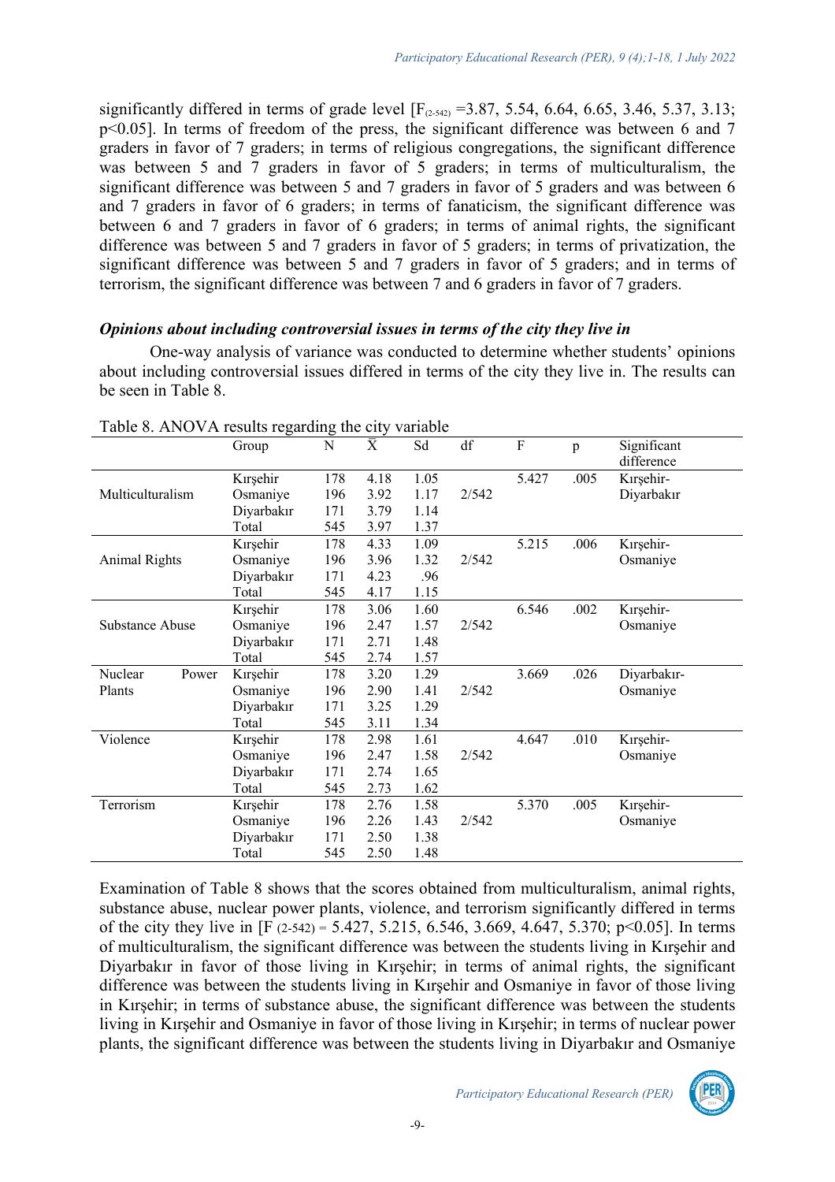significantly differed in terms of grade level [$F_{(2\text{-}542)}$ =3.87, 5.54, 6.64, 6.65, 3.46, 5.37, 3.13; $p<0.05$]. In terms of freedom of the press, the significant difference was between 6 and 7 graders in favor of 7 graders; in terms of religious congregations, the significant difference was between 5 and 7 graders in favor of 5 graders; in terms of multiculturalism, the significant difference was between 5 and 7 graders in favor of 5 graders and was between 6 and 7 graders in favor of 6 graders; in terms of fanaticism, the significant difference was between 6 and 7 graders in favor of 6 graders; in terms of animal rights, the significant difference was between 5 and 7 graders in favor of 5 graders; in terms of privatization, the significant difference was between 5 and 7 graders in favor of 5 graders; and in terms of terrorism, the significant difference was between 7 and 6 graders in favor of 7 graders.

### *Opinions about including controversial issues in terms of the city they live in*

One-way analysis of variance was conducted to determine whether students' opinions about including controversial issues differed in terms of the city they live in. The results can be seen in Table 8.

Table 8. ANOVA results regarding the city variable

| | Group | N | $\bar{X}$ | Sd | df | F | p | Significant difference |
|---|---|---|---|---|---|---|---|---|
| Multiculturalism | Kırşehir | 178 | 4.18 | 1.05 | 2/542 | 5.427 | .005 | Kırşehir-Diyarbakır |
| | Osmaniye | 196 | 3.92 | 1.17 | | | | |
| | Diyarbakır | 171 | 3.79 | 1.14 | | | | |
| | Total | 545 | 3.97 | 1.37 | | | | |
| Animal Rights | Kırşehir | 178 | 4.33 | 1.09 | 2/542 | 5.215 | .006 | Kırşehir-Osmaniye |
| | Osmaniye | 196 | 3.96 | 1.32 | | | | |
| | Diyarbakır | 171 | 4.23 | .96 | | | | |
| | Total | 545 | 4.17 | 1.15 | | | | |
| Substance Abuse | Kırşehir | 178 | 3.06 | 1.60 | 2/542 | 6.546 | .002 | Kırşehir-Osmaniye |
| | Osmaniye | 196 | 2.47 | 1.57 | | | | |
| | Diyarbakır | 171 | 2.71 | 1.48 | | | | |
| | Total | 545 | 2.74 | 1.57 | | | | |
| Nuclear Power Plants | Kırşehir | 178 | 3.20 | 1.29 | 2/542 | 3.669 | .026 | Diyarbakır-Osmaniye |
| | Osmaniye | 196 | 2.90 | 1.41 | | | | |
| | Diyarbakır | 171 | 3.25 | 1.29 | | | | |
| | Total | 545 | 3.11 | 1.34 | | | | |
| Violence | Kırşehir | 178 | 2.98 | 1.61 | 2/542 | 4.647 | .010 | Kırşehir-Osmaniye |
| | Osmaniye | 196 | 2.47 | 1.58 | | | | |
| | Diyarbakır | 171 | 2.74 | 1.65 | | | | |
| | Total | 545 | 2.73 | 1.62 | | | | |
| Terrorism | Kırşehir | 178 | 2.76 | 1.58 | 2/542 | 5.370 | .005 | Kırşehir-Osmaniye |
| | Osmaniye | 196 | 2.26 | 1.43 | | | | |
| | Diyarbakır | 171 | 2.50 | 1.38 | | | | |
| | Total | 545 | 2.50 | 1.48 | | | | |

Examination of Table 8 shows that the scores obtained from multiculturalism, animal rights, substance abuse, nuclear power plants, violence, and terrorism significantly differed in terms of the city they live in [$F_{(2\text{-}542)}$ = 5.427, 5.215, 6.546, 3.669, 4.647, 5.370; $p<0.05$]. In terms of multiculturalism, the significant difference was between the students living in Kırşehir and Diyarbakır in favor of those living in Kırşehir; in terms of animal rights, the significant difference was between the students living in Kırşehir and Osmaniye in favor of those living in Kırşehir; in terms of substance abuse, the significant difference was between the students living in Kırşehir and Osmaniye in favor of those living in Kırşehir; in terms of nuclear power plants, the significant difference was between the students living in Diyarbakır and Osmaniye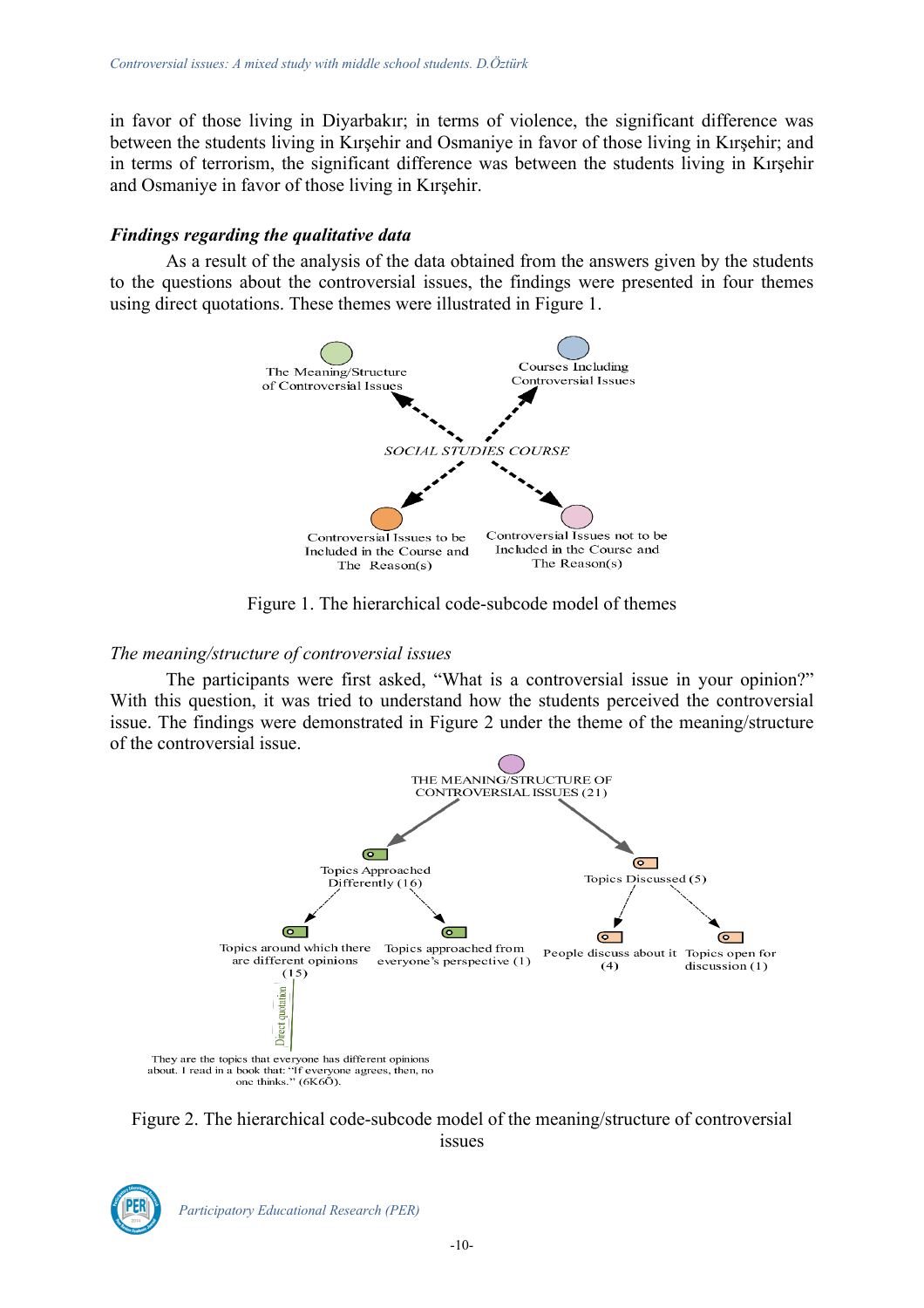in favor of those living in Diyarbakır; in terms of violence, the significant difference was between the students living in Kırşehir and Osmaniye in favor of those living in Kırşehir; and in terms of terrorism, the significant difference was between the students living in Kırşehir and Osmaniye in favor of those living in Kırşehir.

### *Findings regarding the qualitative data*

As a result of the analysis of the data obtained from the answers given by the students to the questions about the controversial issues, the findings were presented in four themes using direct quotations. These themes were illustrated in Figure 1.

The Meaning/Structure of Controversial Issues

Courses Including Controversial Issues

SOCIAL STUDIES COURSE

Controversial Issues to be Included in the Course and The Reason(s)

Controversial Issues not to be Included in the Course and The Reason(s)

Figure 1. The hierarchical code-subcode model of themes

*The meaning/structure of controversial issues*

The participants were first asked, "What is a controversial issue in your opinion?" With this question, it was tried to understand how the students perceived the controversial issue. The findings were demonstrated in Figure 2 under the theme of the meaning/structure of the controversial issue.

THE MEANING/STRUCTURE OF CONTROVERSIAL ISSUES (21)

Topics Approached Differently (16)

Topics Discussed (5)

Topics around which there are different opinions (15)

Topics approached from everyone's perspective (1)

People discuss about it (4)

Topics open for discussion (1)

Direct quotation

They are the topics that everyone has different opinions about. I read in a book that: "If everyone agrees, then, no one thinks." (6K6O).

Figure 2. The hierarchical code-subcode model of the meaning/structure of controversial issues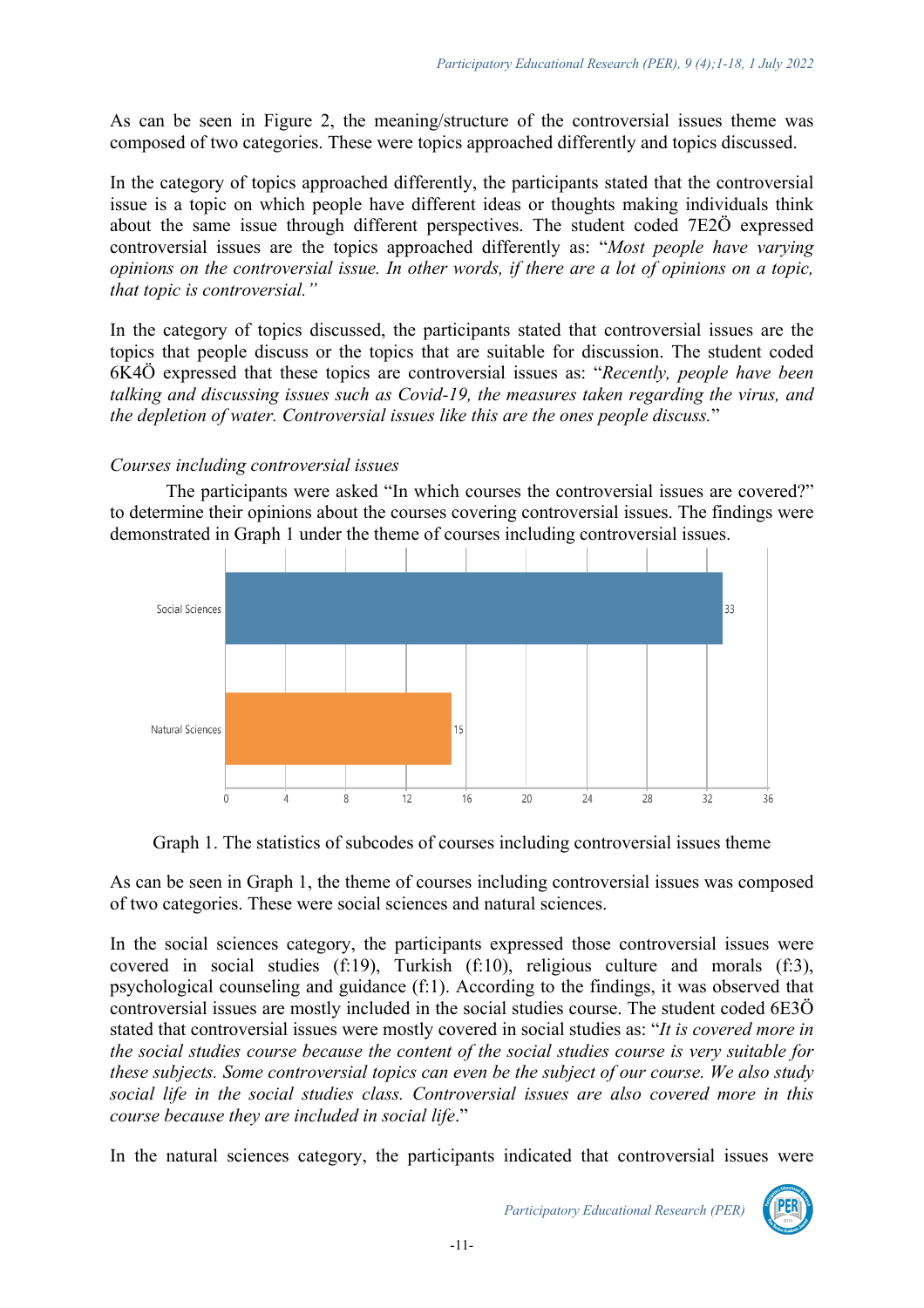As can be seen in Figure 2, the meaning/structure of the controversial issues theme was composed of two categories. These were topics approached differently and topics discussed.

In the category of topics approached differently, the participants stated that the controversial issue is a topic on which people have different ideas or thoughts making individuals think about the same issue through different perspectives. The student coded 7E2Ö expressed controversial issues are the topics approached differently as: "*Most people have varying opinions on the controversial issue. In other words, if there are a lot of opinions on a topic, that topic is controversial.*"

In the category of topics discussed, the participants stated that controversial issues are the topics that people discuss or the topics that are suitable for discussion. The student coded 6K4Ö expressed that these topics are controversial issues as: "*Recently, people have been talking and discussing issues such as Covid-19, the measures taken regarding the virus, and the depletion of water. Controversial issues like this are the ones people discuss.*"

*Courses including controversial issues*

The participants were asked "In which courses the controversial issues are covered?" to determine their opinions about the courses covering controversial issues. The findings were demonstrated in Graph 1 under the theme of courses including controversial issues.

| Category | Frequency |
|---|---|
| Social Sciences | 33 |
| Natural Sciences | 15 |

Graph 1. The statistics of subcodes of courses including controversial issues theme

As can be seen in Graph 1, the theme of courses including controversial issues was composed of two categories. These were social sciences and natural sciences.

In the social sciences category, the participants expressed those controversial issues were covered in social studies (f:19), Turkish (f:10), religious culture and morals (f:3), psychological counseling and guidance (f:1). According to the findings, it was observed that controversial issues are mostly included in the social studies course. The student coded 6E3Ö stated that controversial issues were mostly covered in social studies as: "*It is covered more in the social studies course because the content of the social studies course is very suitable for these subjects. Some controversial topics can even be the subject of our course. We also study social life in the social studies class. Controversial issues are also covered more in this course because they are included in social life*."

In the natural sciences category, the participants indicated that controversial issues were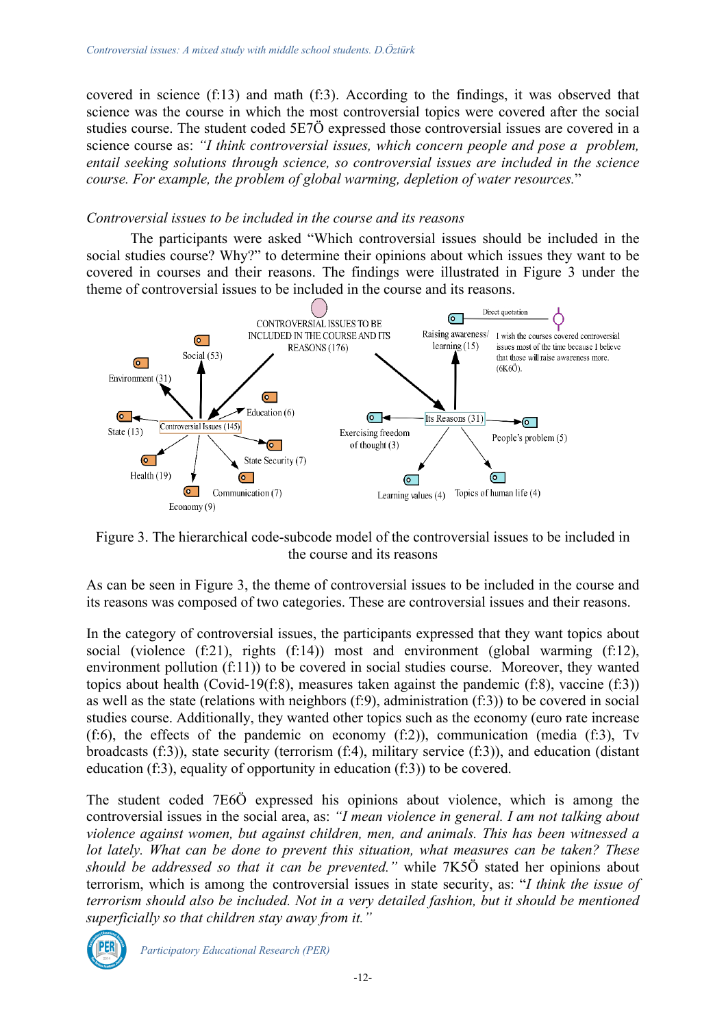covered in science (f:13) and math (f:3). According to the findings, it was observed that science was the course in which the most controversial topics were covered after the social studies course. The student coded 5E7Ö expressed those controversial issues are covered in a science course as: *"I think controversial issues, which concern people and pose a problem, entail seeking solutions through science, so controversial issues are included in the science course. For example, the problem of global warming, depletion of water resources."*

*Controversial issues to be included in the course and its reasons*

The participants were asked "Which controversial issues should be included in the social studies course? Why?" to determine their opinions about which issues they want to be covered in courses and their reasons. The findings were illustrated in Figure 3 under the theme of controversial issues to be included in the course and its reasons.

Figure 3. The hierarchical code-subcode model of the controversial issues to be included in the course and its reasons

As can be seen in Figure 3, the theme of controversial issues to be included in the course and its reasons was composed of two categories. These are controversial issues and their reasons.

In the category of controversial issues, the participants expressed that they want topics about social (violence (f:21), rights (f:14)) most and environment (global warming (f:12), environment pollution (f:11)) to be covered in social studies course. Moreover, they wanted topics about health (Covid-19(f:8), measures taken against the pandemic (f:8), vaccine (f:3)) as well as the state (relations with neighbors (f:9), administration (f:3)) to be covered in social studies course. Additionally, they wanted other topics such as the economy (euro rate increase (f:6), the effects of the pandemic on economy (f:2)), communication (media (f:3), Tv broadcasts (f:3)), state security (terrorism (f:4), military service (f:3)), and education (distant education (f:3), equality of opportunity in education (f:3)) to be covered.

The student coded 7E6Ö expressed his opinions about violence, which is among the controversial issues in the social area, as: *"I mean violence in general. I am not talking about violence against women, but against children, men, and animals. This has been witnessed a lot lately. What can be done to prevent this situation, what measures can be taken? These should be addressed so that it can be prevented."* while 7K5Ö stated her opinions about terrorism, which is among the controversial issues in state security, as: "*I think the issue of terrorism should also be included. Not in a very detailed fashion, but it should be mentioned superficially so that children stay away from it."*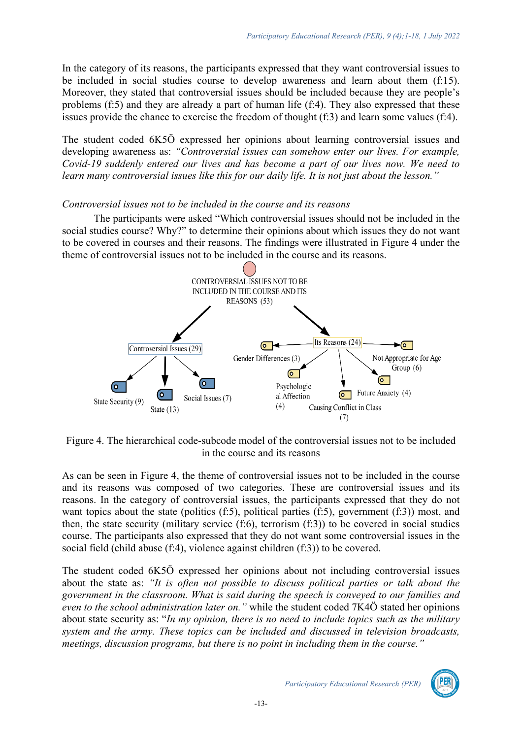In the category of its reasons, the participants expressed that they want controversial issues to be included in social studies course to develop awareness and learn about them (f:15). Moreover, they stated that controversial issues should be included because they are people's problems (f:5) and they are already a part of human life (f:4). They also expressed that these issues provide the chance to exercise the freedom of thought (f:3) and learn some values (f:4).

The student coded 6K5Ö expressed her opinions about learning controversial issues and developing awareness as: *"Controversial issues can somehow enter our lives. For example, Covid-19 suddenly entered our lives and has become a part of our lives now. We need to learn many controversial issues like this for our daily life. It is not just about the lesson."*

*Controversial issues not to be included in the course and its reasons*

The participants were asked "Which controversial issues should not be included in the social studies course? Why?" to determine their opinions about which issues they do not want to be covered in courses and their reasons. The findings were illustrated in Figure 4 under the theme of controversial issues not to be included in the course and its reasons.

CONTROVERSIAL ISSUES NOT TO BE INCLUDED IN THE COURSE AND ITS REASONS (53)

Controversial Issues (29): State Security (9), State (13), Social Issues (7)

Its Reasons (24): Gender Differences (3), Psychological Affection (4), Causing Conflict in Class (7), Future Anxiety (4), Not Appropriate for Age Group (6)

Figure 4. The hierarchical code-subcode model of the controversial issues not to be included in the course and its reasons

As can be seen in Figure 4, the theme of controversial issues not to be included in the course and its reasons was composed of two categories. These are controversial issues and its reasons. In the category of controversial issues, the participants expressed that they do not want topics about the state (politics (f:5), political parties (f:5), government (f:3)) most, and then, the state security (military service (f:6), terrorism (f:3)) to be covered in social studies course. The participants also expressed that they do not want some controversial issues in the social field (child abuse (f:4), violence against children (f:3)) to be covered.

The student coded 6K5Ö expressed her opinions about not including controversial issues about the state as: *"It is often not possible to discuss political parties or talk about the government in the classroom. What is said during the speech is conveyed to our families and even to the school administration later on."* while the student coded 7K4Ö stated her opinions about state security as: "*In my opinion, there is no need to include topics such as the military system and the army. These topics can be included and discussed in television broadcasts, meetings, discussion programs, but there is no point in including them in the course."*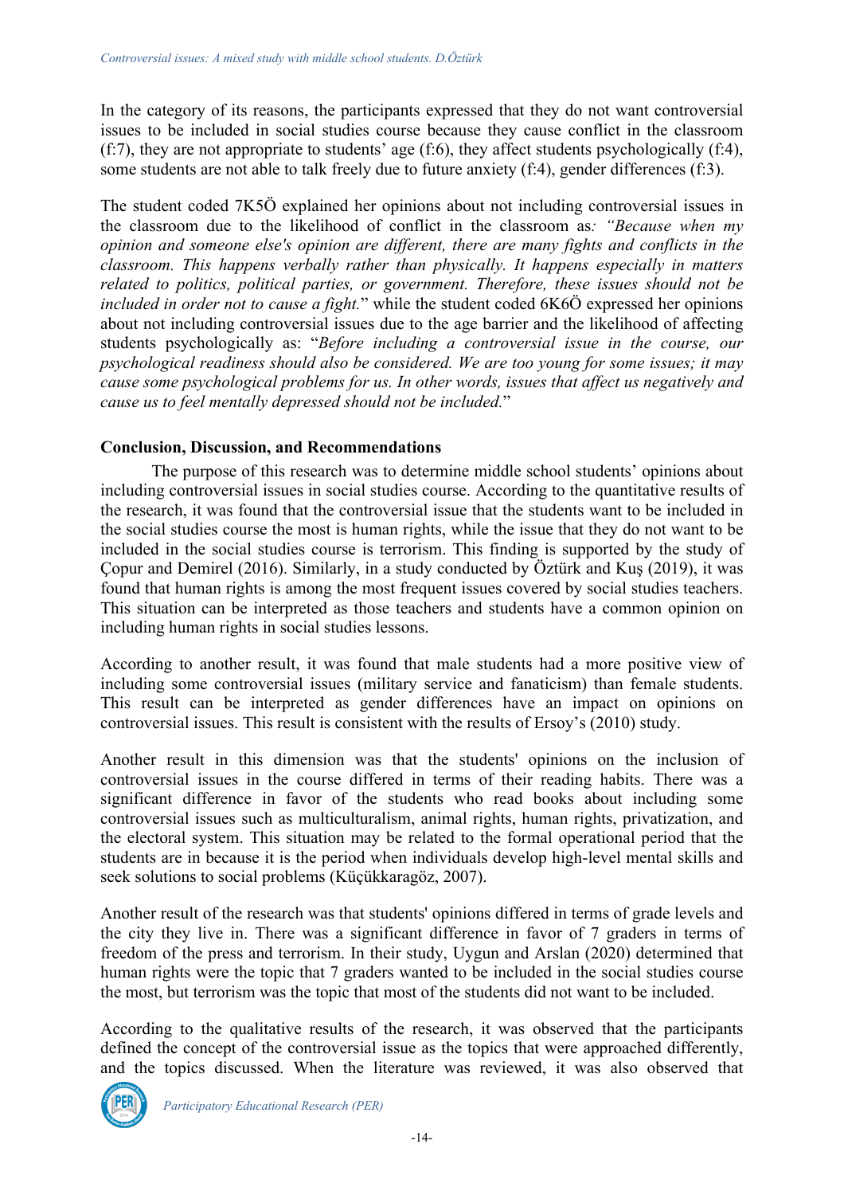In the category of its reasons, the participants expressed that they do not want controversial issues to be included in social studies course because they cause conflict in the classroom (f:7), they are not appropriate to students' age (f:6), they affect students psychologically (f:4), some students are not able to talk freely due to future anxiety (f:4), gender differences (f:3).

The student coded 7K5Ö explained her opinions about not including controversial issues in the classroom due to the likelihood of conflict in the classroom as*: "Because when my opinion and someone else's opinion are different, there are many fights and conflicts in the classroom. This happens verbally rather than physically. It happens especially in matters related to politics, political parties, or government. Therefore, these issues should not be included in order not to cause a fight.*" while the student coded 6K6Ö expressed her opinions about not including controversial issues due to the age barrier and the likelihood of affecting students psychologically as: "*Before including a controversial issue in the course, our psychological readiness should also be considered. We are too young for some issues; it may cause some psychological problems for us. In other words, issues that affect us negatively and cause us to feel mentally depressed should not be included.*"

**Conclusion, Discussion, and Recommendations**

The purpose of this research was to determine middle school students' opinions about including controversial issues in social studies course. According to the quantitative results of the research, it was found that the controversial issue that the students want to be included in the social studies course the most is human rights, while the issue that they do not want to be included in the social studies course is terrorism. This finding is supported by the study of Çopur and Demirel (2016). Similarly, in a study conducted by Öztürk and Kuş (2019), it was found that human rights is among the most frequent issues covered by social studies teachers. This situation can be interpreted as those teachers and students have a common opinion on including human rights in social studies lessons.

According to another result, it was found that male students had a more positive view of including some controversial issues (military service and fanaticism) than female students. This result can be interpreted as gender differences have an impact on opinions on controversial issues. This result is consistent with the results of Ersoy's (2010) study.

Another result in this dimension was that the students' opinions on the inclusion of controversial issues in the course differed in terms of their reading habits. There was a significant difference in favor of the students who read books about including some controversial issues such as multiculturalism, animal rights, human rights, privatization, and the electoral system. This situation may be related to the formal operational period that the students are in because it is the period when individuals develop high-level mental skills and seek solutions to social problems (Küçükkaragöz, 2007).

Another result of the research was that students' opinions differed in terms of grade levels and the city they live in. There was a significant difference in favor of 7 graders in terms of freedom of the press and terrorism. In their study, Uygun and Arslan (2020) determined that human rights were the topic that 7 graders wanted to be included in the social studies course the most, but terrorism was the topic that most of the students did not want to be included.

According to the qualitative results of the research, it was observed that the participants defined the concept of the controversial issue as the topics that were approached differently, and the topics discussed. When the literature was reviewed, it was also observed that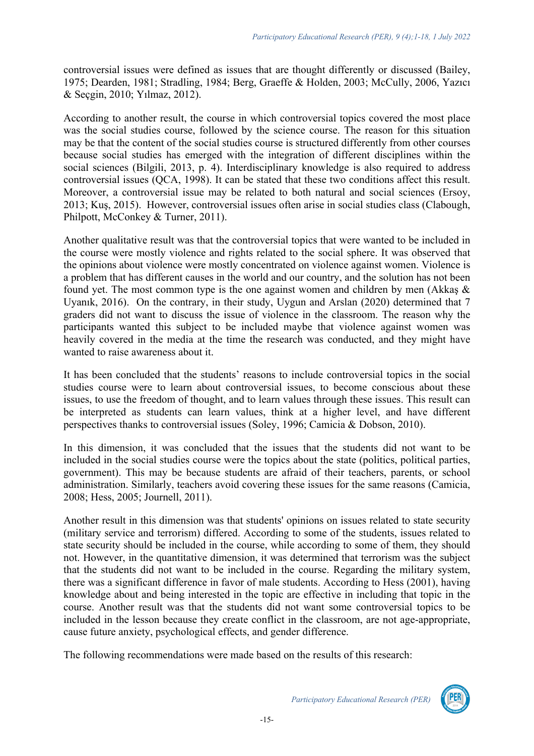controversial issues were defined as issues that are thought differently or discussed (Bailey, 1975; Dearden, 1981; Stradling, 1984; Berg, Graeffe & Holden, 2003; McCully, 2006, Yazıcı & Seçgin, 2010; Yılmaz, 2012).

According to another result, the course in which controversial topics covered the most place was the social studies course, followed by the science course. The reason for this situation may be that the content of the social studies course is structured differently from other courses because social studies has emerged with the integration of different disciplines within the social sciences (Bilgili, 2013, p. 4). Interdisciplinary knowledge is also required to address controversial issues (QCA, 1998). It can be stated that these two conditions affect this result. Moreover, a controversial issue may be related to both natural and social sciences (Ersoy, 2013; Kuş, 2015). However, controversial issues often arise in social studies class (Clabough, Philpott, McConkey & Turner, 2011).

Another qualitative result was that the controversial topics that were wanted to be included in the course were mostly violence and rights related to the social sphere. It was observed that the opinions about violence were mostly concentrated on violence against women. Violence is a problem that has different causes in the world and our country, and the solution has not been found yet. The most common type is the one against women and children by men (Akkaş & Uyanık, 2016). On the contrary, in their study, Uygun and Arslan (2020) determined that 7 graders did not want to discuss the issue of violence in the classroom. The reason why the participants wanted this subject to be included maybe that violence against women was heavily covered in the media at the time the research was conducted, and they might have wanted to raise awareness about it.

It has been concluded that the students' reasons to include controversial topics in the social studies course were to learn about controversial issues, to become conscious about these issues, to use the freedom of thought, and to learn values through these issues. This result can be interpreted as students can learn values, think at a higher level, and have different perspectives thanks to controversial issues (Soley, 1996; Camicia & Dobson, 2010).

In this dimension, it was concluded that the issues that the students did not want to be included in the social studies course were the topics about the state (politics, political parties, government). This may be because students are afraid of their teachers, parents, or school administration. Similarly, teachers avoid covering these issues for the same reasons (Camicia, 2008; Hess, 2005; Journell, 2011).

Another result in this dimension was that students' opinions on issues related to state security (military service and terrorism) differed. According to some of the students, issues related to state security should be included in the course, while according to some of them, they should not. However, in the quantitative dimension, it was determined that terrorism was the subject that the students did not want to be included in the course. Regarding the military system, there was a significant difference in favor of male students. According to Hess (2001), having knowledge about and being interested in the topic are effective in including that topic in the course. Another result was that the students did not want some controversial topics to be included in the lesson because they create conflict in the classroom, are not age-appropriate, cause future anxiety, psychological effects, and gender difference.

The following recommendations were made based on the results of this research: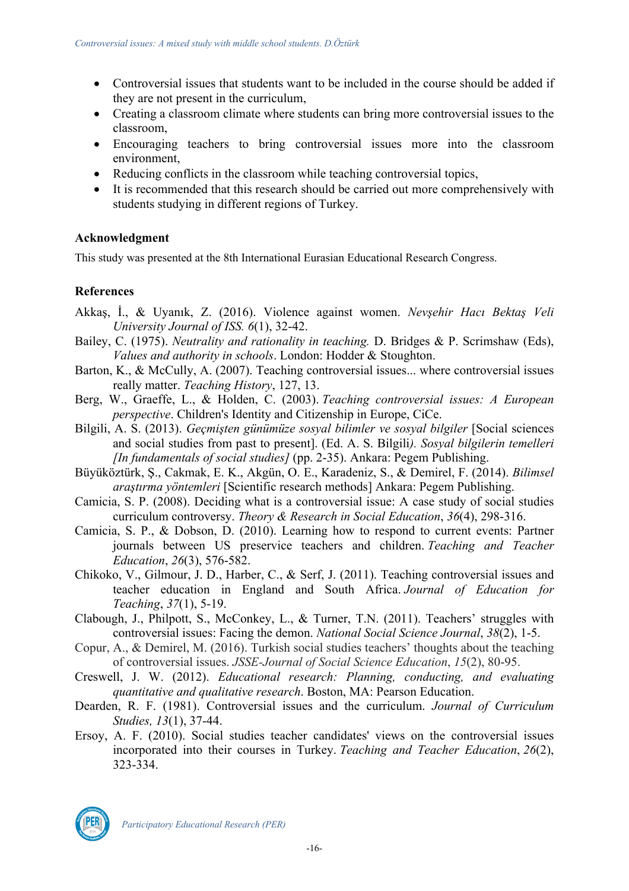- Controversial issues that students want to be included in the course should be added if they are not present in the curriculum,
- Creating a classroom climate where students can bring more controversial issues to the classroom,
- Encouraging teachers to bring controversial issues more into the classroom environment,
- Reducing conflicts in the classroom while teaching controversial topics,
- It is recommended that this research should be carried out more comprehensively with students studying in different regions of Turkey.

### Acknowledgment

This study was presented at the 8th International Eurasian Educational Research Congress.

### References

Akkaş, İ., & Uyanık, Z. (2016). Violence against women. *Nevşehir Hacı Bektaş Veli University Journal of ISS. 6*(1), 32-42.

Bailey, C. (1975). *Neutrality and rationality in teaching.* D. Bridges & P. Scrimshaw (Eds), *Values and authority in schools*. London: Hodder & Stoughton.

Barton, K., & McCully, A. (2007). Teaching controversial issues... where controversial issues really matter. *Teaching History*, 127, 13.

Berg, W., Graeffe, L., & Holden, C. (2003). *Teaching controversial issues: A European perspective*. Children's Identity and Citizenship in Europe, CiCe.

Bilgili, A. S. (2013). *Geçmişten günümüze sosyal bilimler ve sosyal bilgiler* [Social sciences and social studies from past to present]. (Ed. A. S. Bilgili*). Sosyal bilgilerin temelleri [In fundamentals of social studies]* (pp. 2-35). Ankara: Pegem Publishing.

Büyüköztürk, Ş., Cakmak, E. K., Akgün, O. E., Karadeniz, S., & Demirel, F. (2014). *Bilimsel araştırma yöntemleri* [Scientific research methods] Ankara: Pegem Publishing.

Camicia, S. P. (2008). Deciding what is a controversial issue: A case study of social studies curriculum controversy. *Theory & Research in Social Education*, *36*(4), 298-316.

Camicia, S. P., & Dobson, D. (2010). Learning how to respond to current events: Partner journals between US preservice teachers and children. *Teaching and Teacher Education*, *26*(3), 576-582.

Chikoko, V., Gilmour, J. D., Harber, C., & Serf, J. (2011). Teaching controversial issues and teacher education in England and South Africa. *Journal of Education for Teaching*, *37*(1), 5-19.

Clabough, J., Philpott, S., McConkey, L., & Turner, T.N. (2011). Teachers' struggles with controversial issues: Facing the demon. *National Social Science Journal*, *38*(2), 1-5.

Copur, A., & Demirel, M. (2016). Turkish social studies teachers' thoughts about the teaching of controversial issues. *JSSE-Journal of Social Science Education*, *15*(2), 80-95.

Creswell, J. W. (2012). *Educational research: Planning, conducting, and evaluating quantitative and qualitative research*. Boston, MA: Pearson Education.

Dearden, R. F. (1981). Controversial issues and the curriculum. *Journal of Curriculum Studies, 13*(1), 37-44.

Ersoy, A. F. (2010). Social studies teacher candidates' views on the controversial issues incorporated into their courses in Turkey. *Teaching and Teacher Education*, *26*(2), 323-334.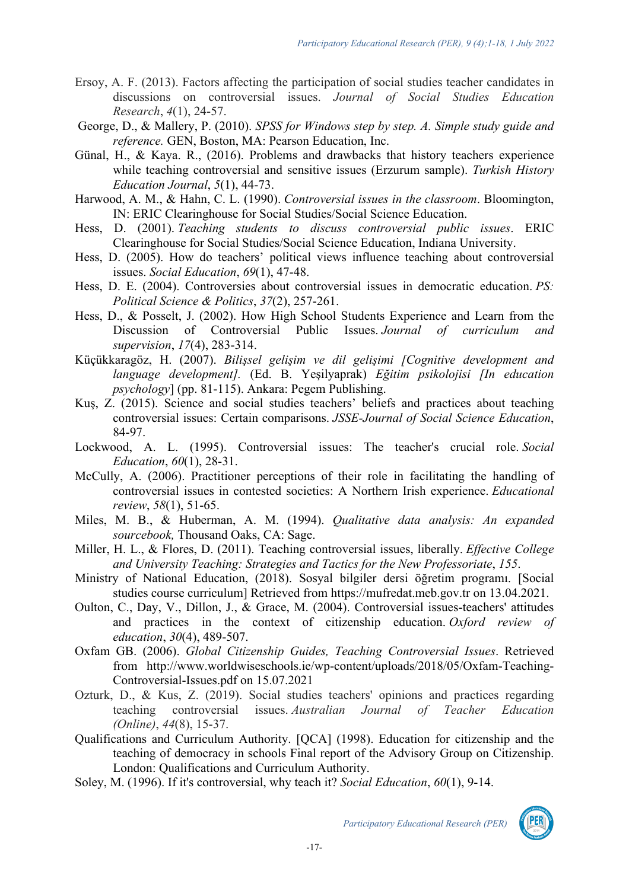Ersoy, A. F. (2013). Factors affecting the participation of social studies teacher candidates in discussions on controversial issues. *Journal of Social Studies Education Research*, *4*(1), 24-57.

George, D., & Mallery, P. (2010). *SPSS for Windows step by step. A. Simple study guide and reference.* GEN, Boston, MA: Pearson Education, Inc.

Günal, H., & Kaya. R., (2016). Problems and drawbacks that history teachers experience while teaching controversial and sensitive issues (Erzurum sample). *Turkish History Education Journal*, *5*(1), 44-73.

Harwood, A. M., & Hahn, C. L. (1990). *Controversial issues in the classroom*. Bloomington, IN: ERIC Clearinghouse for Social Studies/Social Science Education.

Hess, D. (2001). *Teaching students to discuss controversial public issues*. ERIC Clearinghouse for Social Studies/Social Science Education, Indiana University.

Hess, D. (2005). How do teachers' political views influence teaching about controversial issues. *Social Education*, *69*(1), 47-48.

Hess, D. E. (2004). Controversies about controversial issues in democratic education. *PS: Political Science & Politics*, *37*(2), 257-261.

Hess, D., & Posselt, J. (2002). How High School Students Experience and Learn from the Discussion of Controversial Public Issues. *Journal of curriculum and supervision*, *17*(4), 283-314.

Küçükkaragöz, H. (2007). *Bilişsel gelişim ve dil gelişimi [Cognitive development and language development].* (Ed. B. Yeşilyaprak) *Eğitim psikolojisi [In education psychology*] (pp. 81-115). Ankara: Pegem Publishing.

Kuş, Z. (2015). Science and social studies teachers' beliefs and practices about teaching controversial issues: Certain comparisons. *JSSE-Journal of Social Science Education*, 84-97.

Lockwood, A. L. (1995). Controversial issues: The teacher's crucial role. *Social Education*, *60*(1), 28-31.

McCully, A. (2006). Practitioner perceptions of their role in facilitating the handling of controversial issues in contested societies: A Northern Irish experience. *Educational review*, *58*(1), 51-65.

Miles, M. B., & Huberman, A. M. (1994). *Qualitative data analysis: An expanded sourcebook,* Thousand Oaks, CA: Sage.

Miller, H. L., & Flores, D. (2011). Teaching controversial issues, liberally. *Effective College and University Teaching: Strategies and Tactics for the New Professoriate*, *155*.

Ministry of National Education, (2018). Sosyal bilgiler dersi öğretim programı. [Social studies course curriculum] Retrieved from https://mufredat.meb.gov.tr on 13.04.2021.

Oulton, C., Day, V., Dillon, J., & Grace, M. (2004). Controversial issues-teachers' attitudes and practices in the context of citizenship education. *Oxford review of education*, *30*(4), 489-507.

Oxfam GB. (2006). *Global Citizenship Guides, Teaching Controversial Issues*. Retrieved from http://www.worldwiseschools.ie/wp-content/uploads/2018/05/Oxfam-Teaching-Controversial-Issues.pdf on 15.07.2021

Ozturk, D., & Kus, Z. (2019). Social studies teachers' opinions and practices regarding teaching controversial issues. *Australian Journal of Teacher Education (Online)*, *44*(8), 15-37.

Qualifications and Curriculum Authority. [QCA] (1998). Education for citizenship and the teaching of democracy in schools Final report of the Advisory Group on Citizenship. London: Qualifications and Curriculum Authority.

Soley, M. (1996). If it's controversial, why teach it? *Social Education*, *60*(1), 9-14.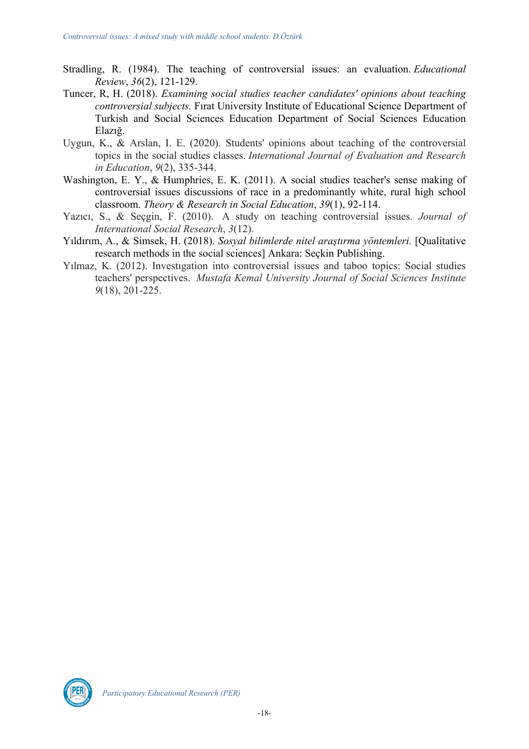Stradling, R. (1984). The teaching of controversial issues: an evaluation. *Educational Review*, *36*(2), 121-129.

Tuncer, R, H. (2018). *Examining social studies teacher candidates' opinions about teaching controversial subjects.* Fırat University Institute of Educational Science Department of Turkish and Social Sciences Education Department of Social Sciences Education Elazığ.

Uygun, K., & Arslan, I. E. (2020). Students' opinions about teaching of the controversial topics in the social studies classes. *International Journal of Evaluation and Research in Education*, *9*(2), 335-344.

Washington, E. Y., & Humphries, E. K. (2011). A social studies teacher's sense making of controversial issues discussions of race in a predominantly white, rural high school classroom. *Theory & Research in Social Education*, *39*(1), 92-114.

Yazıcı, S., & Seçgin, F. (2010). A study on teaching controversial issues. *Journal of International Social Research*, *3*(12).

Yıldırım, A., & Simsek, H. (2018). *Sosyal bilimlerde nitel araştırma yöntemleri.* [Qualitative research methods in the social sciences] Ankara: Seçkin Publishing.

Yılmaz, K. (2012). Investıgation into controversial issues and taboo topics: Social studies teachers' perspectives. *Mustafa Kemal University Journal of Social Sciences Institute* *9*(18), 201-225.